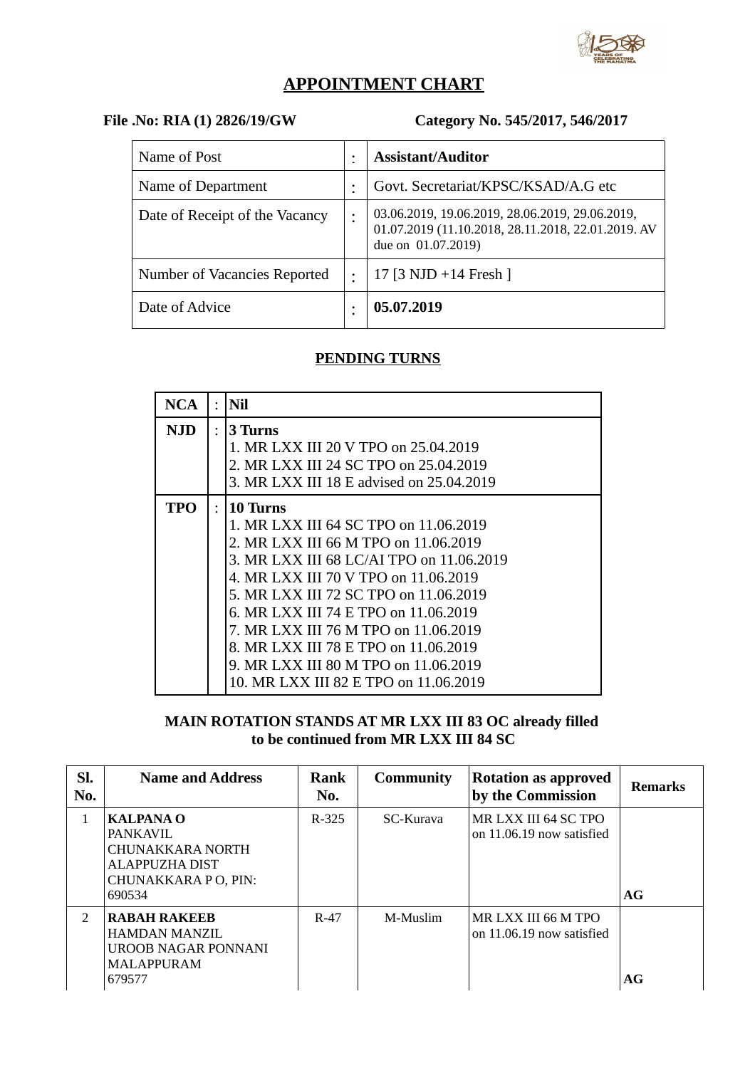# APPOINTMENT CHART

**File .No: RIA (1) 2826/19/GW** **Category No. 545/2017, 546/2017**

| Name of Post | : | **Assistant/Auditor** |
|---|---|---|
| Name of Department | : | Govt. Secretariat/KPSC/KSAD/A.G etc |
| Date of Receipt of the Vacancy | : | 03.06.2019, 19.06.2019, 28.06.2019, 29.06.2019, 01.07.2019 (11.10.2018, 28.11.2018, 22.01.2019. AV due on 01.07.2019) |
| Number of Vacancies Reported | : | 17 [3 NJD +14 Fresh ] |
| Date of Advice | : | **05.07.2019** |

## PENDING TURNS

| | | |
|---|---|---|
| **NCA** | : | **Nil** |
| **NJD** | : | **3 Turns**<br>1. MR LXX III 20 V TPO on 25.04.2019<br>2. MR LXX III 24 SC TPO on 25.04.2019<br>3. MR LXX III 18 E advised on 25.04.2019 |
| **TPO** | : | **10 Turns**<br>1. MR LXX III 64 SC TPO on 11.06.2019<br>2. MR LXX III 66 M TPO on 11.06.2019<br>3. MR LXX III 68 LC/AI TPO on 11.06.2019<br>4. MR LXX III 70 V TPO on 11.06.2019<br>5. MR LXX III 72 SC TPO on 11.06.2019<br>6. MR LXX III 74 E TPO on 11.06.2019<br>7. MR LXX III 76 M TPO on 11.06.2019<br>8. MR LXX III 78 E TPO on 11.06.2019<br>9. MR LXX III 80 M TPO on 11.06.2019<br>10. MR LXX III 82 E TPO on 11.06.2019 |

**MAIN ROTATION STANDS AT MR LXX III 83 OC already filled to be continued from MR LXX III 84 SC**

| Sl. No. | Name and Address | Rank No. | Community | Rotation as approved by the Commission | Remarks |
|---|---|---|---|---|---|
| 1 | **KALPANA O**<br>PANKAVIL<br>CHUNAKKARA NORTH<br>ALAPPUZHA DIST<br>CHUNAKKARA P O, PIN: 690534 | R-325 | SC-Kurava | MR LXX III 64 SC TPO on 11.06.19 now satisfied | **AG** |
| 2 | **RABAH RAKEEB**<br>HAMDAN MANZIL<br>UROOB NAGAR PONNANI<br>MALAPPURAM<br>679577 | R-47 | M-Muslim | MR LXX III 66 M TPO on 11.06.19 now satisfied | **AG** |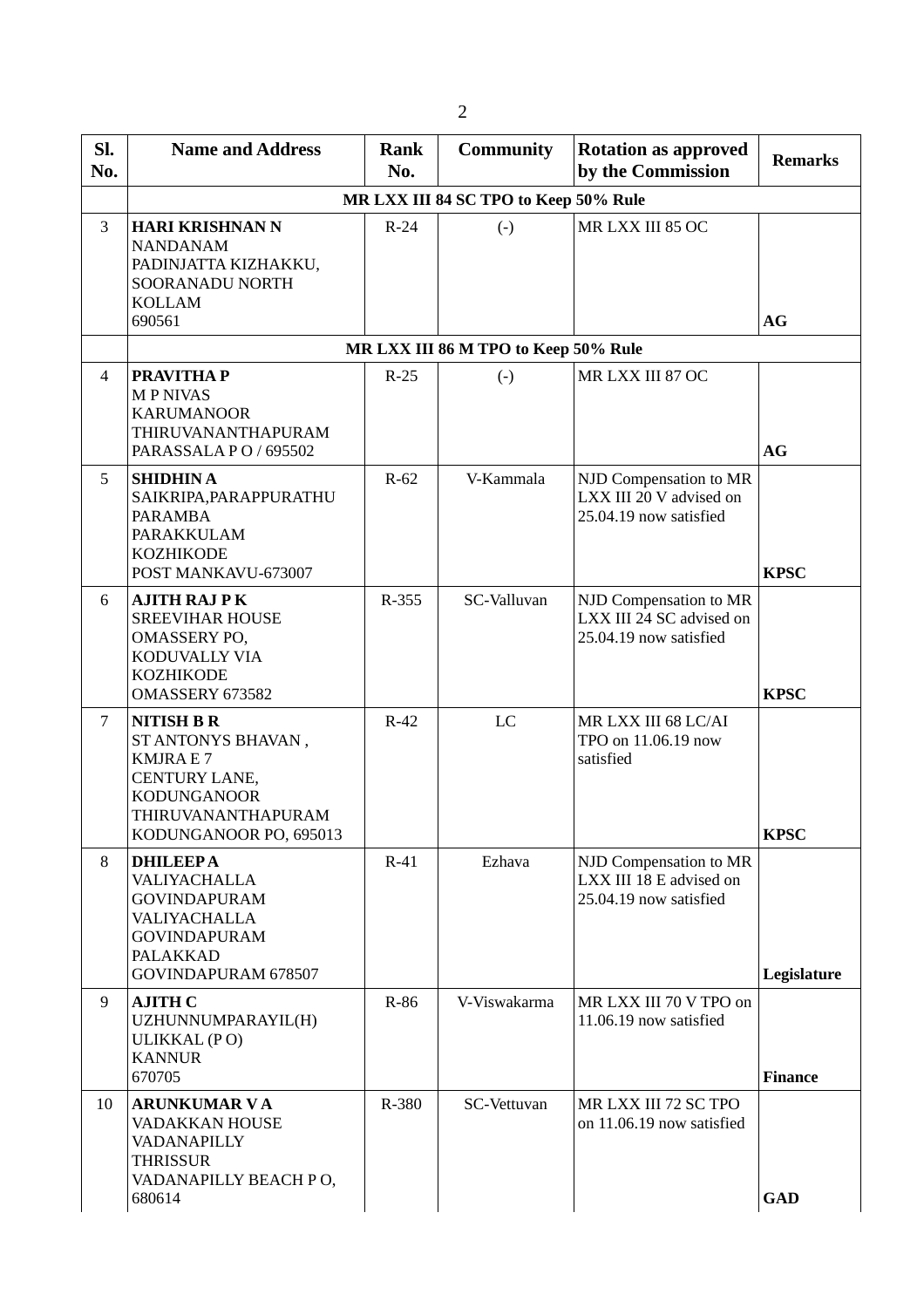| Sl. No. | Name and Address | Rank No. | Community | Rotation as approved by the Commission | Remarks |
|---|---|---|---|---|---|
| | MR LXX III 84 SC TPO to Keep 50% Rule | | | | |
| 3 | **HARI KRISHNAN N**<br>NANDANAM<br>PADINJATTA KIZHAKKU,<br>SOORANADU NORTH<br>KOLLAM<br>690561 | R-24 | (-) | MR LXX III 85 OC | **AG** |
| | MR LXX III 86 M TPO to Keep 50% Rule | | | | |
| 4 | **PRAVITHA P**<br>M P NIVAS<br>KARUMANOOR<br>THIRUVANANTHAPURAM<br>PARASSALA P O / 695502 | R-25 | (-) | MR LXX III 87 OC | **AG** |
| 5 | **SHIDHIN A**<br>SAIKRIPA,PARAPPURATHU<br>PARAMBA<br>PARAKKULAM<br>KOZHIKODE<br>POST MANKAVU-673007 | R-62 | V-Kammala | NJD Compensation to MR LXX III 20 V advised on 25.04.19 now satisfied | **KPSC** |
| 6 | **AJITH RAJ P K**<br>SREEVIHAR HOUSE<br>OMASSERY PO,<br>KODUVALLY VIA<br>KOZHIKODE<br>OMASSERY 673582 | R-355 | SC-Valluvan | NJD Compensation to MR LXX III 24 SC advised on 25.04.19 now satisfied | **KPSC** |
| 7 | **NITISH B R**<br>ST ANTONYS BHAVAN ,<br>KMJRA E 7<br>CENTURY LANE,<br>KODUNGANOOR<br>THIRUVANANTHAPURAM<br>KODUNGANOOR PO, 695013 | R-42 | LC | MR LXX III 68 LC/AI TPO on 11.06.19 now satisfied | **KPSC** |
| 8 | **DHILEEP A**<br>VALIYACHALLA<br>GOVINDAPURAM<br>VALIYACHALLA<br>GOVINDAPURAM<br>PALAKKAD<br>GOVINDAPURAM 678507 | R-41 | Ezhava | NJD Compensation to MR LXX III 18 E advised on 25.04.19 now satisfied | **Legislature** |
| 9 | **AJITH C**<br>UZHUNNUMPARAYIL(H)<br>ULIKKAL (P O)<br>KANNUR<br>670705 | R-86 | V-Viswakarma | MR LXX III 70 V TPO on 11.06.19 now satisfied | **Finance** |
| 10 | **ARUNKUMAR V A**<br>VADAKKAN HOUSE<br>VADANAPILLY<br>THRISSUR<br>VADANAPILLY BEACH P O,<br>680614 | R-380 | SC-Vettuvan | MR LXX III 72 SC TPO on 11.06.19 now satisfied | **GAD** |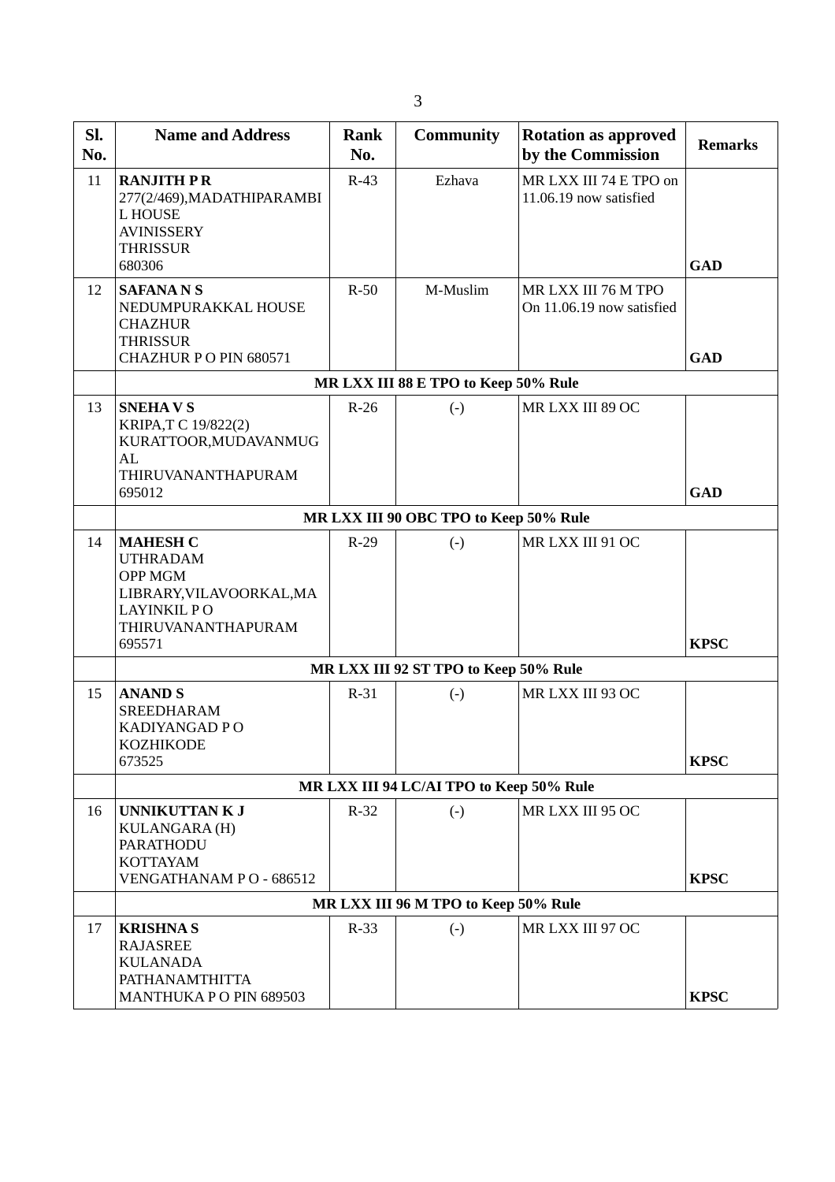| Sl. No. | Name and Address | Rank No. | Community | Rotation as approved by the Commission | Remarks |
|---|---|---|---|---|---|
| 11 | **RANJITH P R**<br>277(2/469),MADATHIPARAMBI L HOUSE<br>AVINISSERY<br>THRISSUR<br>680306 | R-43 | Ezhava | MR LXX III 74 E TPO on 11.06.19 now satisfied | **GAD** |
| 12 | **SAFANA N S**<br>NEDUMPURAKKAL HOUSE<br>CHAZHUR<br>THRISSUR<br>CHAZHUR P O PIN 680571 | R-50 | M-Muslim | MR LXX III 76 M TPO On 11.06.19 now satisfied | **GAD** |
| | **MR LXX III 88 E TPO to Keep 50% Rule** | | | | |
| 13 | **SNEHA V S**<br>KRIPA,T C 19/822(2)<br>KURATTOOR,MUDAVANMUG AL<br>THIRUVANANTHAPURAM<br>695012 | R-26 | (-) | MR LXX III 89 OC | **GAD** |
| | **MR LXX III 90 OBC TPO to Keep 50% Rule** | | | | |
| 14 | **MAHESH C**<br>UTHRADAM<br>OPP MGM LIBRARY,VILAVOORKAL,MA LAYINKIL P O<br>THIRUVANANTHAPURAM<br>695571 | R-29 | (-) | MR LXX III 91 OC | **KPSC** |
| | **MR LXX III 92 ST TPO to Keep 50% Rule** | | | | |
| 15 | **ANAND S**<br>SREEDHARAM<br>KADIYANGAD P O<br>KOZHIKODE<br>673525 | R-31 | (-) | MR LXX III 93 OC | **KPSC** |
| | **MR LXX III 94 LC/AI TPO to Keep 50% Rule** | | | | |
| 16 | **UNNIKUTTAN K J**<br>KULANGARA (H)<br>PARATHODU<br>KOTTAYAM<br>VENGATHANAM P O - 686512 | R-32 | (-) | MR LXX III 95 OC | **KPSC** |
| | **MR LXX III 96 M TPO to Keep 50% Rule** | | | | |
| 17 | **KRISHNA S**<br>RAJASREE<br>KULANADA<br>PATHANAMTHITTA<br>MANTHUKA P O PIN 689503 | R-33 | (-) | MR LXX III 97 OC | **KPSC** |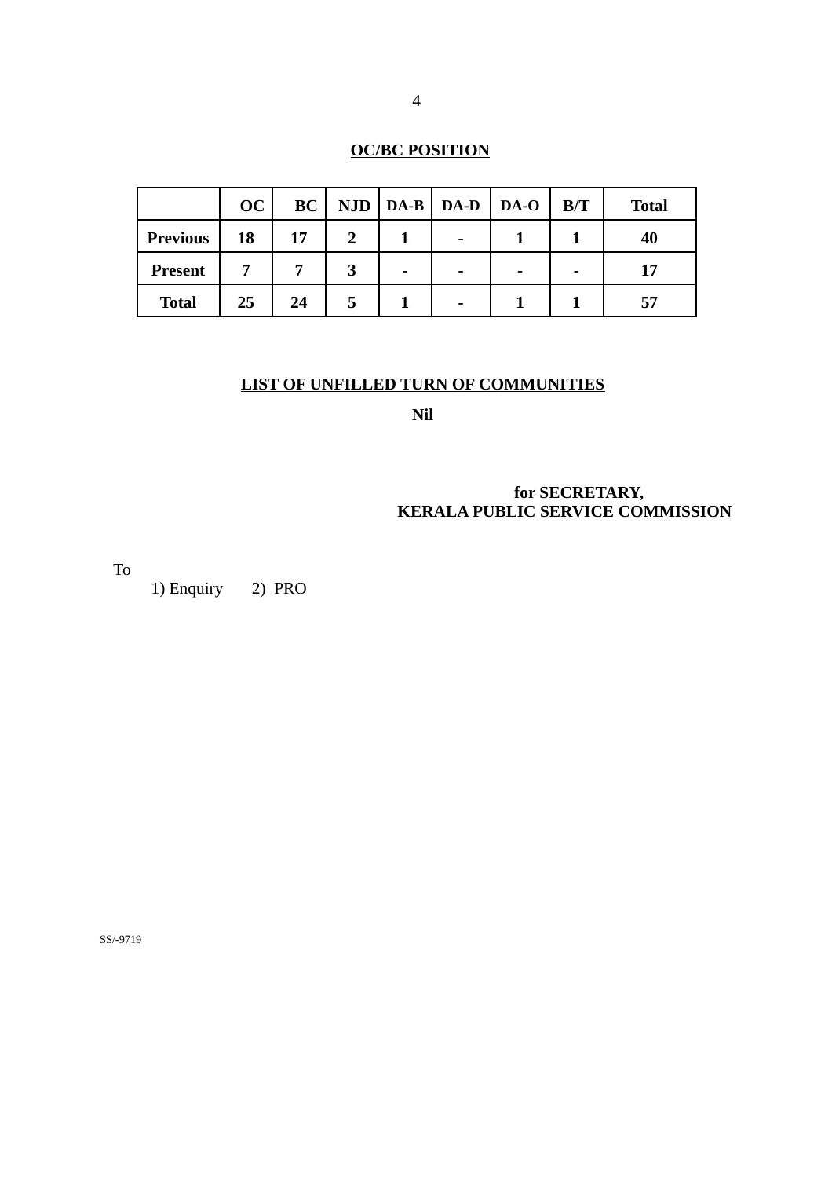## OC/BC POSITION

| | OC | BC | NJD | DA-B | DA-D | DA-O | B/T | Total |
|---|---|---|---|---|---|---|---|---|
| **Previous** | **18** | **17** | **2** | **1** | **-** | **1** | **1** | **40** |
| **Present** | **7** | **7** | **3** | **-** | **-** | **-** | **-** | **17** |
| **Total** | **25** | **24** | **5** | **1** | **-** | **1** | **1** | **57** |

## LIST OF UNFILLED TURN OF COMMUNITIES

**Nil**

**for SECRETARY,**
**KERALA PUBLIC SERVICE COMMISSION**

To
1) Enquiry  2) PRO

SS/-9719